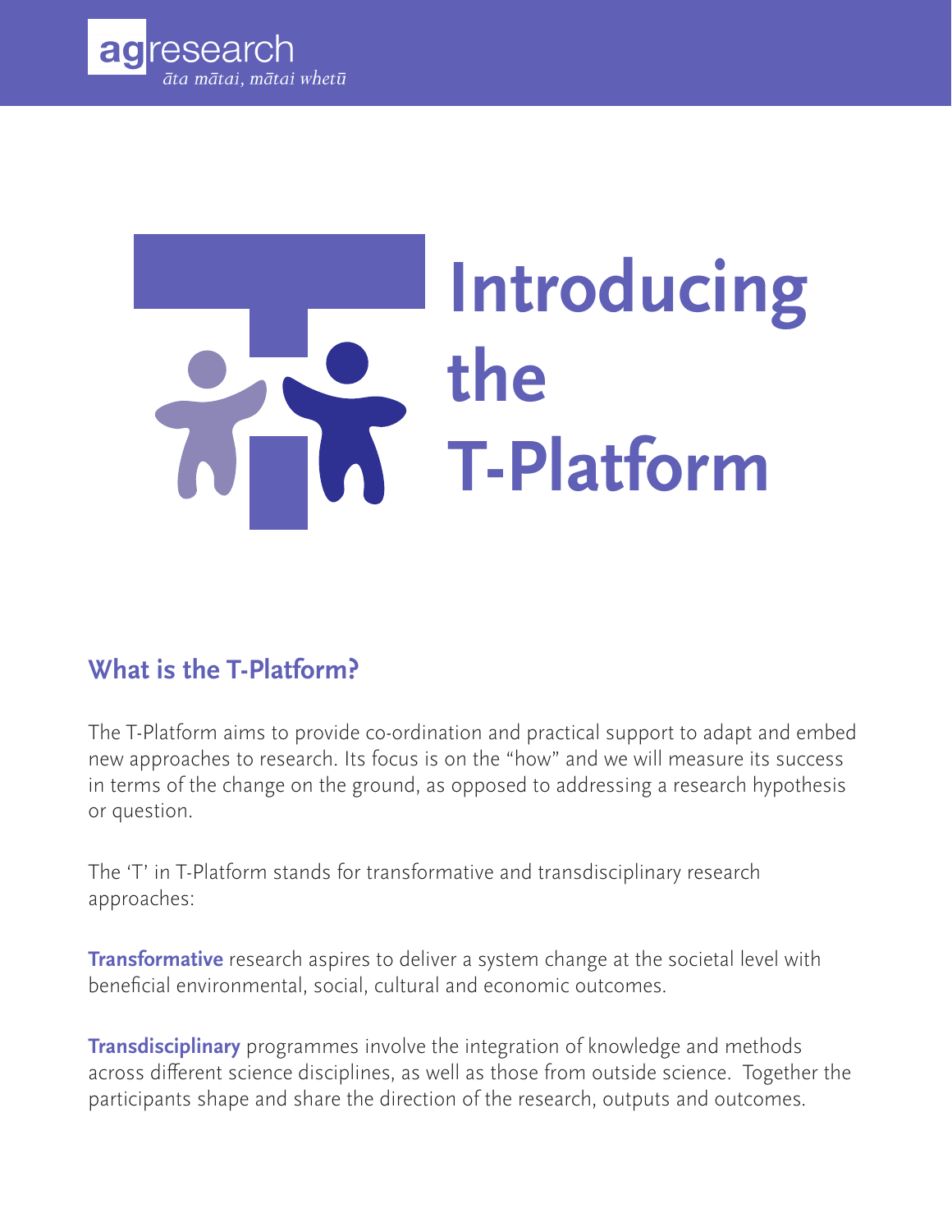agresearch
*āta mātai, mātai whetū*

# Introducing the T-Platform

## What is the T-Platform?

The T-Platform aims to provide co-ordination and practical support to adapt and embed new approaches to research. Its focus is on the "how" and we will measure its success in terms of the change on the ground, as opposed to addressing a research hypothesis or question.

The 'T' in T-Platform stands for transformative and transdisciplinary research approaches:

**Transformative** research aspires to deliver a system change at the societal level with beneficial environmental, social, cultural and economic outcomes.

**Transdisciplinary** programmes involve the integration of knowledge and methods across different science disciplines, as well as those from outside science. Together the participants shape and share the direction of the research, outputs and outcomes.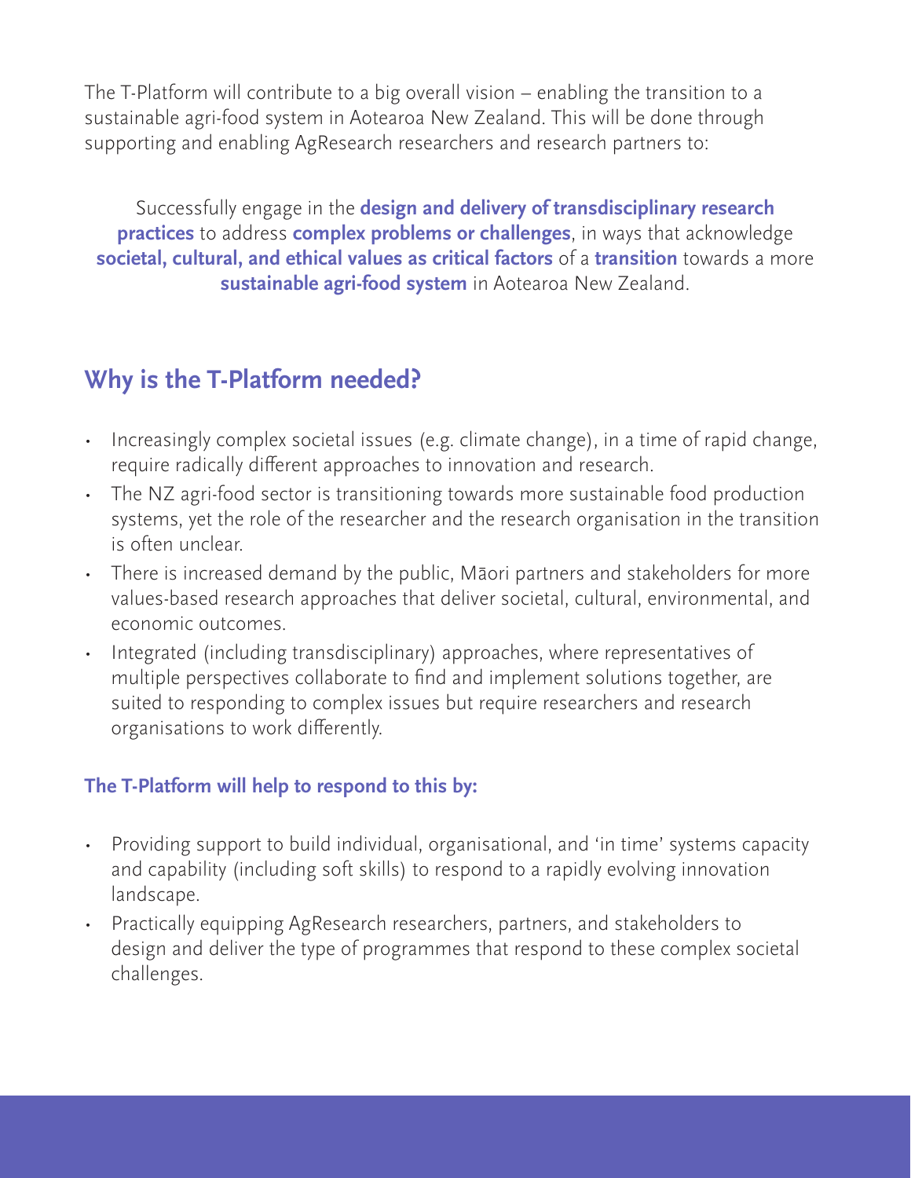The T-Platform will contribute to a big overall vision – enabling the transition to a sustainable agri-food system in Aotearoa New Zealand. This will be done through supporting and enabling AgResearch researchers and research partners to:

Successfully engage in the **design and delivery of transdisciplinary research practices** to address **complex problems or challenges**, in ways that acknowledge **societal, cultural, and ethical values as critical factors** of a **transition** towards a more **sustainable agri-food system** in Aotearoa New Zealand.

## Why is the T-Platform needed?

- Increasingly complex societal issues (e.g. climate change), in a time of rapid change, require radically different approaches to innovation and research.
- The NZ agri-food sector is transitioning towards more sustainable food production systems, yet the role of the researcher and the research organisation in the transition is often unclear.
- There is increased demand by the public, Māori partners and stakeholders for more values-based research approaches that deliver societal, cultural, environmental, and economic outcomes.
- Integrated (including transdisciplinary) approaches, where representatives of multiple perspectives collaborate to find and implement solutions together, are suited to responding to complex issues but require researchers and research organisations to work differently.

### The T-Platform will help to respond to this by:

- Providing support to build individual, organisational, and 'in time' systems capacity and capability (including soft skills) to respond to a rapidly evolving innovation landscape.
- Practically equipping AgResearch researchers, partners, and stakeholders to design and deliver the type of programmes that respond to these complex societal challenges.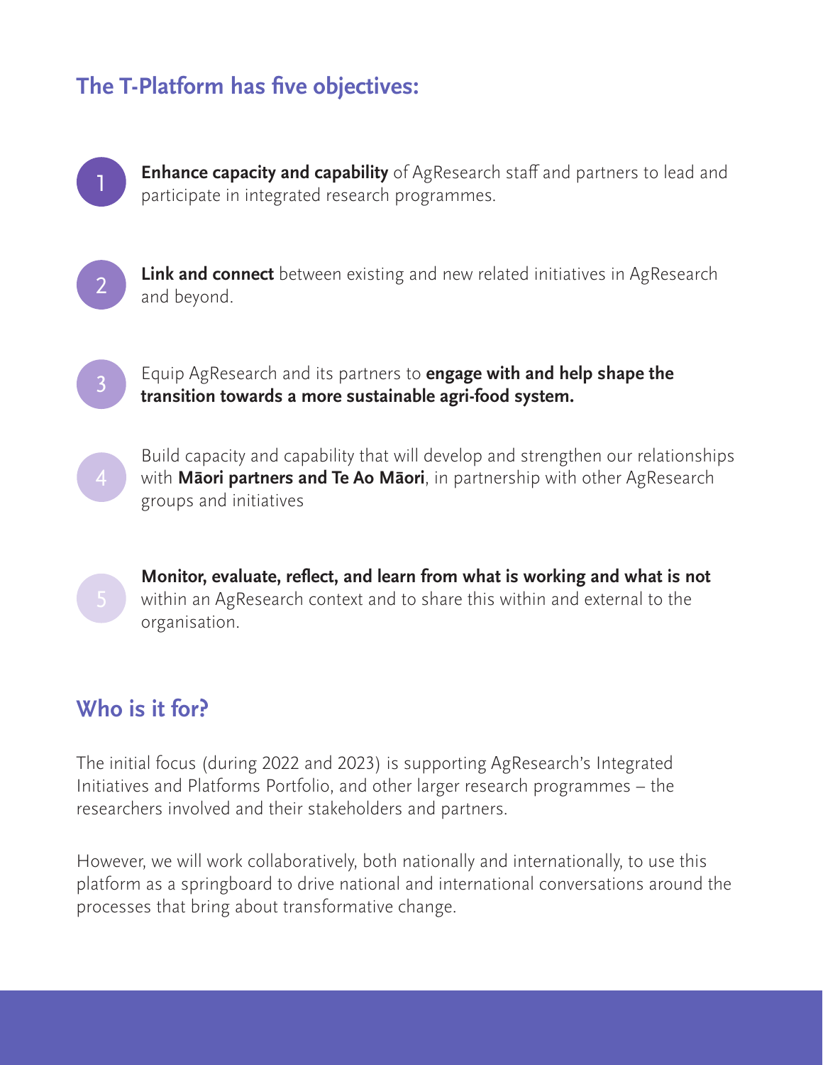## The T-Platform has five objectives:

1. **Enhance capacity and capability** of AgResearch staff and partners to lead and participate in integrated research programmes.

2. **Link and connect** between existing and new related initiatives in AgResearch and beyond.

3. Equip AgResearch and its partners to **engage with and help shape the transition towards a more sustainable agri-food system.**

4. Build capacity and capability that will develop and strengthen our relationships with **Māori partners and Te Ao Māori**, in partnership with other AgResearch groups and initiatives

5. **Monitor, evaluate, reflect, and learn from what is working and what is not** within an AgResearch context and to share this within and external to the organisation.

## Who is it for?

The initial focus (during 2022 and 2023) is supporting AgResearch's Integrated Initiatives and Platforms Portfolio, and other larger research programmes – the researchers involved and their stakeholders and partners.

However, we will work collaboratively, both nationally and internationally, to use this platform as a springboard to drive national and international conversations around the processes that bring about transformative change.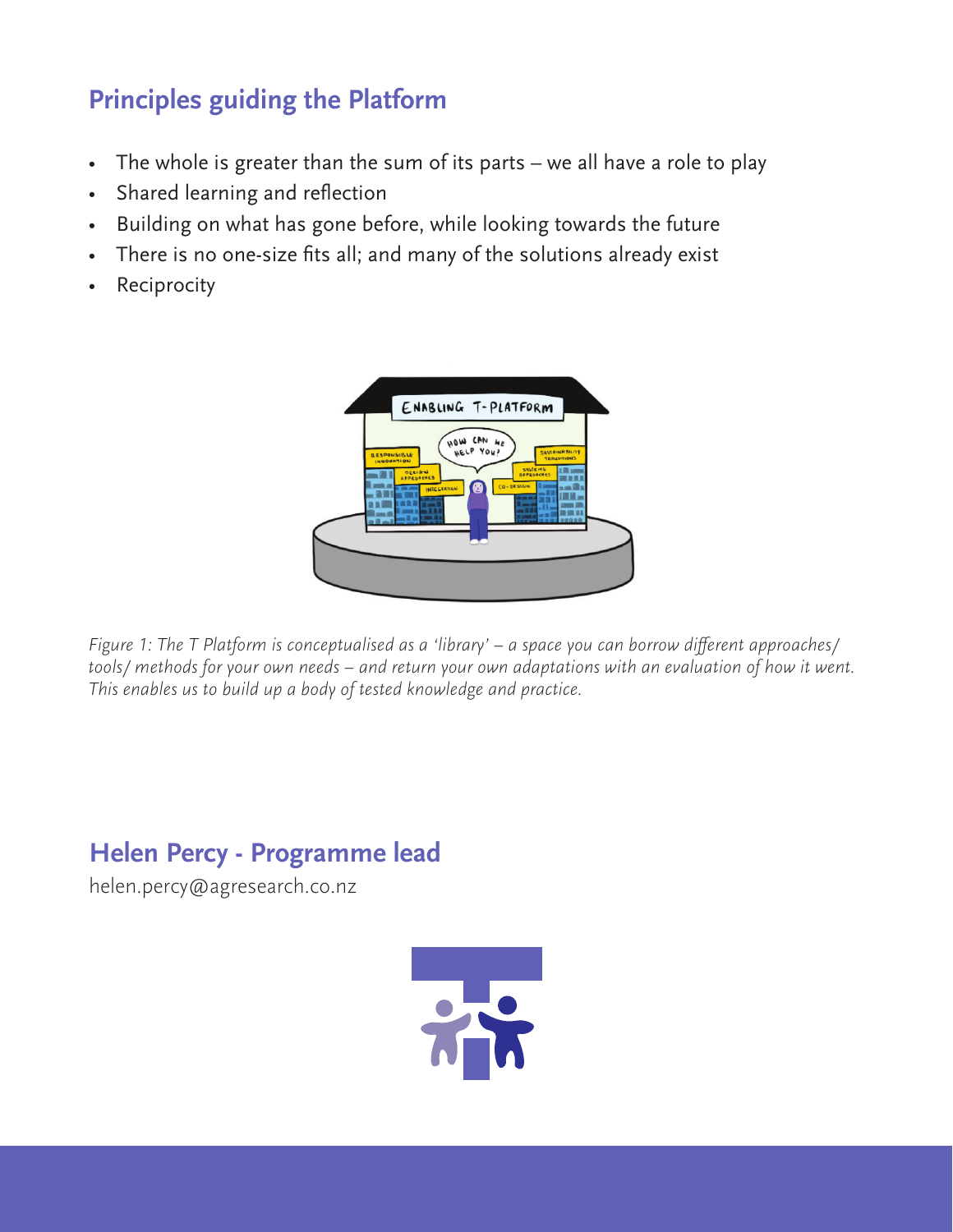## Principles guiding the Platform

- The whole is greater than the sum of its parts – we all have a role to play
- Shared learning and reflection
- Building on what has gone before, while looking towards the future
- There is no one-size fits all; and many of the solutions already exist
- Reciprocity

*Figure 1: The T Platform is conceptualised as a 'library' – a space you can borrow different approaches/ tools/ methods for your own needs – and return your own adaptations with an evaluation of how it went. This enables us to build up a body of tested knowledge and practice.*

## Helen Percy - Programme lead

helen.percy@agresearch.co.nz